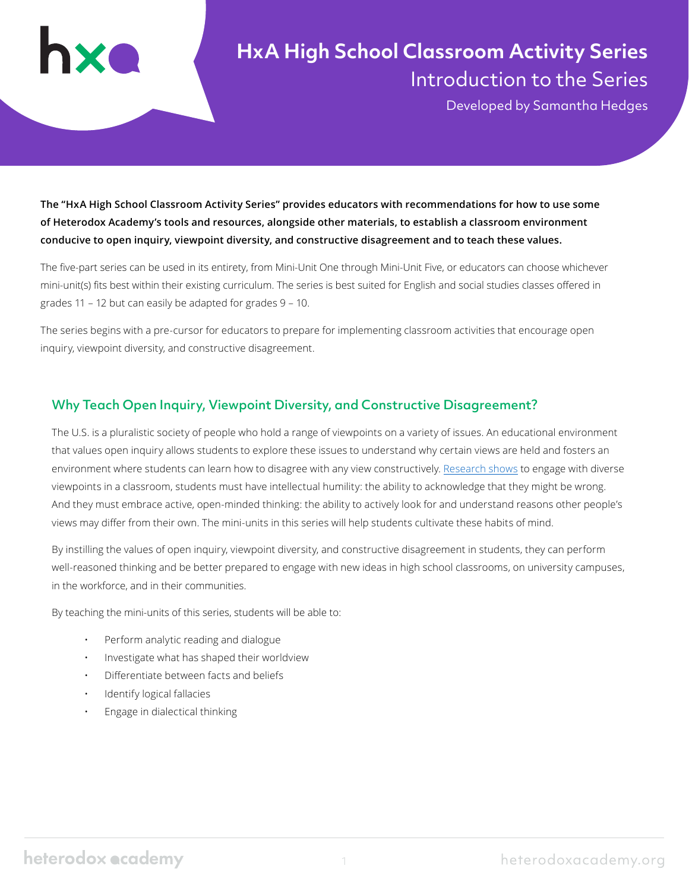# HxA High School Classroom Activity Series

## Introduction to the Series

Developed by Samantha Hedges

**The "HxA High School Classroom Activity Series" provides educators with recommendations for how to use some of Heterodox Academy's tools and resources, alongside other materials, to establish a classroom environment conducive to open inquiry, viewpoint diversity, and constructive disagreement and to teach these values.**

The five-part series can be used in its entirety, from Mini-Unit One through Mini-Unit Five, or educators can choose whichever mini-unit(s) fits best within their existing curriculum. The series is best suited for English and social studies classes offered in grades 11 – 12 but can easily be adapted for grades 9 – 10.

The series begins with a pre-cursor for educators to prepare for implementing classroom activities that encourage open inquiry, viewpoint diversity, and constructive disagreement.

### Why Teach Open Inquiry, Viewpoint Diversity, and Constructive Disagreement?

The U.S. is a pluralistic society of people who hold a range of viewpoints on a variety of issues. An educational environment that values open inquiry allows students to explore these issues to understand why certain views are held and fosters an environment where students can learn how to disagree with any view constructively. Research shows to engage with diverse viewpoints in a classroom, students must have intellectual humility: the ability to acknowledge that they might be wrong. And they must embrace active, open-minded thinking: the ability to actively look for and understand reasons other people's views may differ from their own. The mini-units in this series will help students cultivate these habits of mind.

By instilling the values of open inquiry, viewpoint diversity, and constructive disagreement in students, they can perform well-reasoned thinking and be better prepared to engage with new ideas in high school classrooms, on university campuses, in the workforce, and in their communities.

By teaching the mini-units of this series, students will be able to:

- Perform analytic reading and dialogue
- Investigate what has shaped their worldview
- Differentiate between facts and beliefs
- Identify logical fallacies
- Engage in dialectical thinking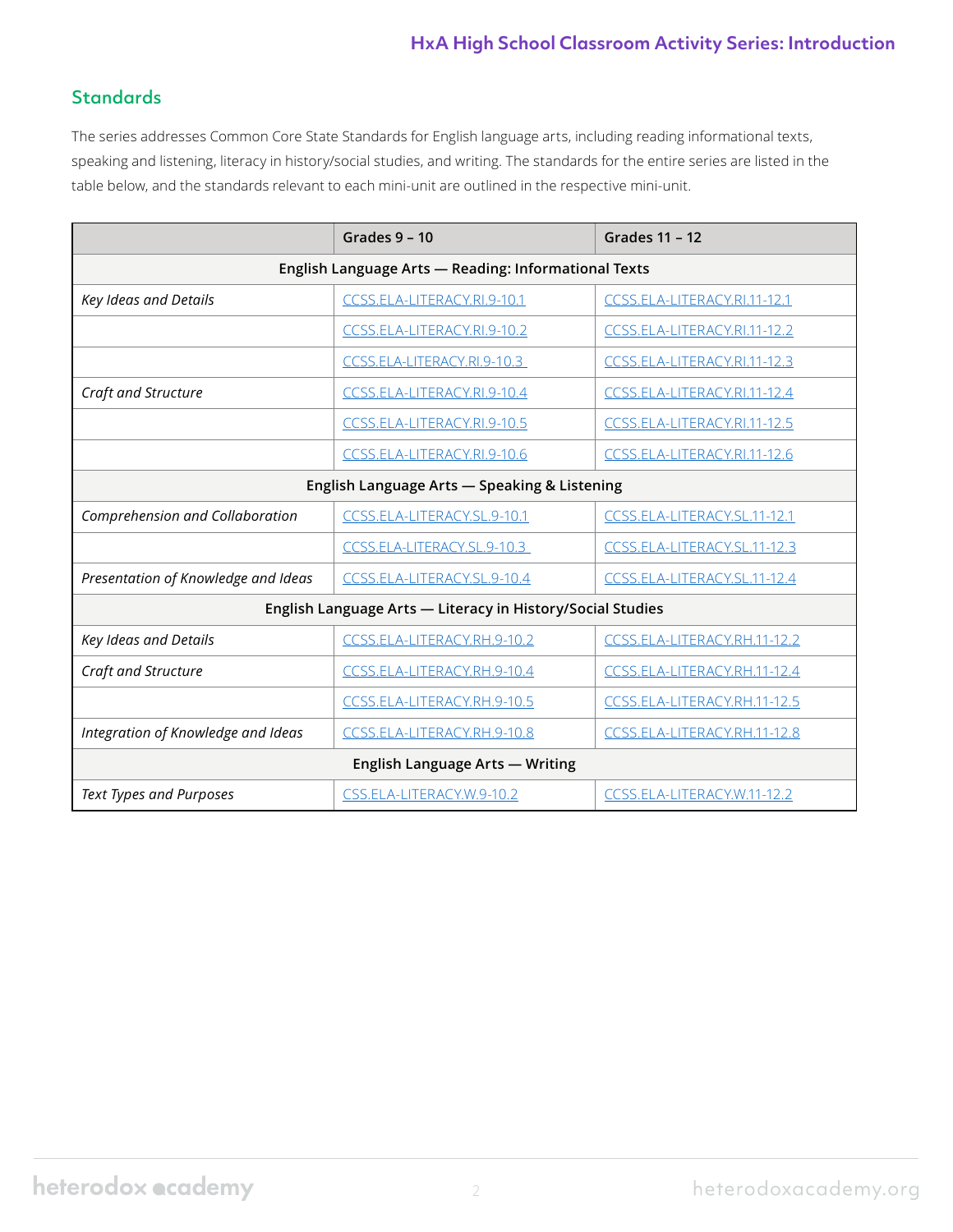## Standards

The series addresses Common Core State Standards for English language arts, including reading informational texts, speaking and listening, literacy in history/social studies, and writing. The standards for the entire series are listed in the table below, and the standards relevant to each mini-unit are outlined in the respective mini-unit.

| | Grades 9 – 10 | Grades 11 – 12 |
|---|---|---|
| **English Language Arts — Reading: Informational Texts** | | |
| *Key Ideas and Details* | CCSS.ELA-LITERACY.RI.9-10.1 | CCSS.ELA-LITERACY.RI.11-12.1 |
| | CCSS.ELA-LITERACY.RI.9-10.2 | CCSS.ELA-LITERACY.RI.11-12.2 |
| | CCSS.ELA-LITERACY.RI.9-10.3 | CCSS.ELA-LITERACY.RI.11-12.3 |
| *Craft and Structure* | CCSS.ELA-LITERACY.RI.9-10.4 | CCSS.ELA-LITERACY.RI.11-12.4 |
| | CCSS.ELA-LITERACY.RI.9-10.5 | CCSS.ELA-LITERACY.RI.11-12.5 |
| | CCSS.ELA-LITERACY.RI.9-10.6 | CCSS.ELA-LITERACY.RI.11-12.6 |
| **English Language Arts — Speaking & Listening** | | |
| *Comprehension and Collaboration* | CCSS.ELA-LITERACY.SL.9-10.1 | CCSS.ELA-LITERACY.SL.11-12.1 |
| | CCSS.ELA-LITERACY.SL.9-10.3 | CCSS.ELA-LITERACY.SL.11-12.3 |
| *Presentation of Knowledge and Ideas* | CCSS.ELA-LITERACY.SL.9-10.4 | CCSS.ELA-LITERACY.SL.11-12.4 |
| **English Language Arts — Literacy in History/Social Studies** | | |
| *Key Ideas and Details* | CCSS.ELA-LITERACY.RH.9-10.2 | CCSS.ELA-LITERACY.RH.11-12.2 |
| *Craft and Structure* | CCSS.ELA-LITERACY.RH.9-10.4 | CCSS.ELA-LITERACY.RH.11-12.4 |
| | CCSS.ELA-LITERACY.RH.9-10.5 | CCSS.ELA-LITERACY.RH.11-12.5 |
| *Integration of Knowledge and Ideas* | CCSS.ELA-LITERACY.RH.9-10.8 | CCSS.ELA-LITERACY.RH.11-12.8 |
| **English Language Arts — Writing** | | |
| *Text Types and Purposes* | CSS.ELA-LITERACY.W.9-10.2 | CCSS.ELA-LITERACY.W.11-12.2 |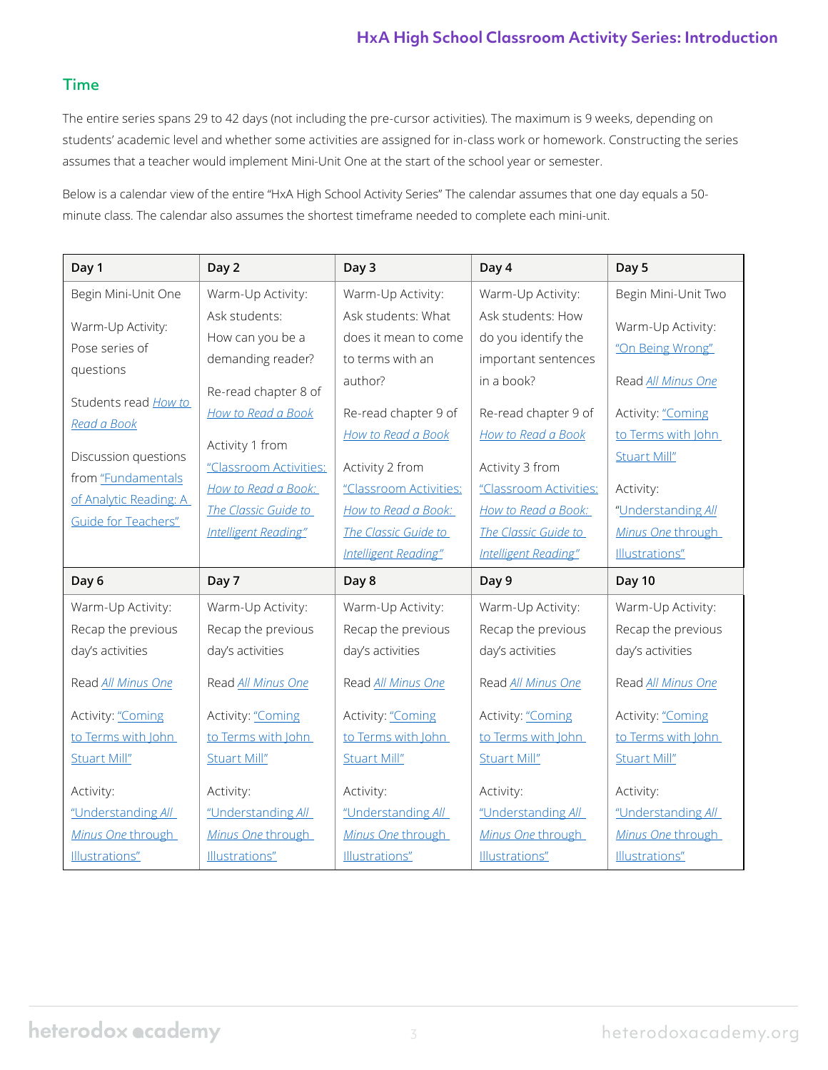## Time

The entire series spans 29 to 42 days (not including the pre-cursor activities). The maximum is 9 weeks, depending on students' academic level and whether some activities are assigned for in-class work or homework. Constructing the series assumes that a teacher would implement Mini-Unit One at the start of the school year or semester.

Below is a calendar view of the entire "HxA High School Activity Series" The calendar assumes that one day equals a 50-minute class. The calendar also assumes the shortest timeframe needed to complete each mini-unit.

| Day 1 | Day 2 | Day 3 | Day 4 | Day 5 |
|---|---|---|---|---|
| Begin Mini-Unit One<br><br>Warm-Up Activity: Pose series of questions<br><br>Students read *How to Read a Book*<br><br>Discussion questions from "Fundamentals of Analytic Reading: A Guide for Teachers" | Warm-Up Activity: Ask students: How can you be a demanding reader?<br><br>Re-read chapter 8 of *How to Read a Book*<br><br>Activity 1 from "Classroom Activities: *How to Read a Book: The Classic Guide to Intelligent Reading*" | Warm-Up Activity: Ask students: What does it mean to come to terms with an author?<br><br>Re-read chapter 9 of *How to Read a Book*<br><br>Activity 2 from "Classroom Activities: *How to Read a Book: The Classic Guide to Intelligent Reading*" | Warm-Up Activity: Ask students: How do you identify the important sentences in a book?<br><br>Re-read chapter 9 of *How to Read a Book*<br><br>Activity 3 from "Classroom Activities: *How to Read a Book: The Classic Guide to Intelligent Reading*" | Begin Mini-Unit Two<br><br>Warm-Up Activity: "On Being Wrong"<br><br>Read *All Minus One*<br><br>Activity: "Coming to Terms with John Stuart Mill"<br><br>Activity: "Understanding *All Minus One* through Illustrations" |
| **Day 6** | **Day 7** | **Day 8** | **Day 9** | **Day 10** |
| Warm-Up Activity: Recap the previous day's activities<br><br>Read *All Minus One*<br><br>Activity: "Coming to Terms with John Stuart Mill"<br><br>Activity: "Understanding *All Minus One* through Illustrations" | Warm-Up Activity: Recap the previous day's activities<br><br>Read *All Minus One*<br><br>Activity: "Coming to Terms with John Stuart Mill"<br><br>Activity: "Understanding *All Minus One* through Illustrations" | Warm-Up Activity: Recap the previous day's activities<br><br>Read *All Minus One*<br><br>Activity: "Coming to Terms with John Stuart Mill"<br><br>Activity: "Understanding *All Minus One* through Illustrations" | Warm-Up Activity: Recap the previous day's activities<br><br>Read *All Minus One*<br><br>Activity: "Coming to Terms with John Stuart Mill"<br><br>Activity: "Understanding *All Minus One* through Illustrations" | Warm-Up Activity: Recap the previous day's activities<br><br>Read *All Minus One*<br><br>Activity: "Coming to Terms with John Stuart Mill"<br><br>Activity: "Understanding *All Minus One* through Illustrations" |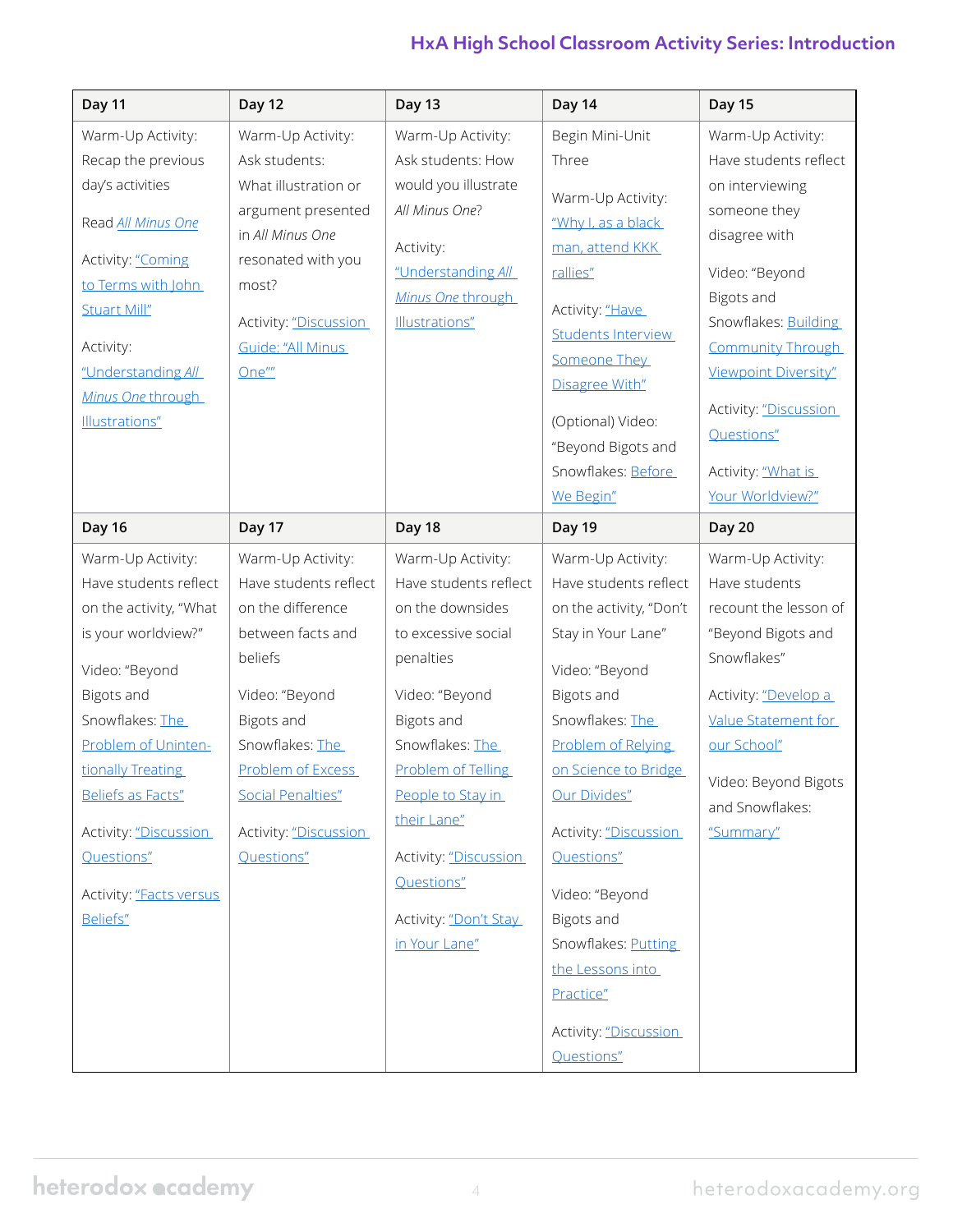| Day 11 | Day 12 | Day 13 | Day 14 | Day 15 |
|---|---|---|---|---|
| Warm-Up Activity: Recap the previous day's activities<br><br>Read *All Minus One*<br><br>Activity: "Coming to Terms with John Stuart Mill"<br><br>Activity: "Understanding *All Minus One* through Illustrations" | Warm-Up Activity: Ask students: What illustration or argument presented in *All Minus One* resonated with you most?<br><br>Activity: "Discussion Guide: 'All Minus One'" | Warm-Up Activity: Ask students: How would you illustrate *All Minus One*?<br><br>Activity: "Understanding *All Minus One* through Illustrations" | Begin Mini-Unit Three<br><br>Warm-Up Activity: "Why I, as a black man, attend KKK rallies"<br><br>Activity: "Have Students Interview Someone They Disagree With"<br><br>(Optional) Video: "Beyond Bigots and Snowflakes: Before We Begin" | Warm-Up Activity: Have students reflect on interviewing someone they disagree with<br><br>Video: "Beyond Bigots and Snowflakes: Building Community Through Viewpoint Diversity"<br><br>Activity: "Discussion Questions"<br><br>Activity: "What is Your Worldview?" |
| **Day 16** | **Day 17** | **Day 18** | **Day 19** | **Day 20** |
| Warm-Up Activity: Have students reflect on the activity, "What is your worldview?"<br><br>Video: "Beyond Bigots and Snowflakes: The Problem of Unintentionally Treating Beliefs as Facts"<br><br>Activity: "Discussion Questions"<br><br>Activity: "Facts versus Beliefs" | Warm-Up Activity: Have students reflect on the difference between facts and beliefs<br><br>Video: "Beyond Bigots and Snowflakes: The Problem of Excess Social Penalties"<br><br>Activity: "Discussion Questions" | Warm-Up Activity: Have students reflect on the downsides to excessive social penalties<br><br>Video: "Beyond Bigots and Snowflakes: The Problem of Telling People to Stay in their Lane"<br><br>Activity: "Discussion Questions"<br><br>Activity: "Don't Stay in Your Lane" | Warm-Up Activity: Have students reflect on the activity, "Don't Stay in Your Lane"<br><br>Video: "Beyond Bigots and Snowflakes: The Problem of Relying on Science to Bridge Our Divides"<br><br>Activity: "Discussion Questions"<br><br>Video: "Beyond Bigots and Snowflakes: Putting the Lessons into Practice"<br><br>Activity: "Discussion Questions" | Warm-Up Activity: Have students recount the lesson of "Beyond Bigots and Snowflakes"<br><br>Activity: "Develop a Value Statement for our School"<br><br>Video: Beyond Bigots and Snowflakes: "Summary" |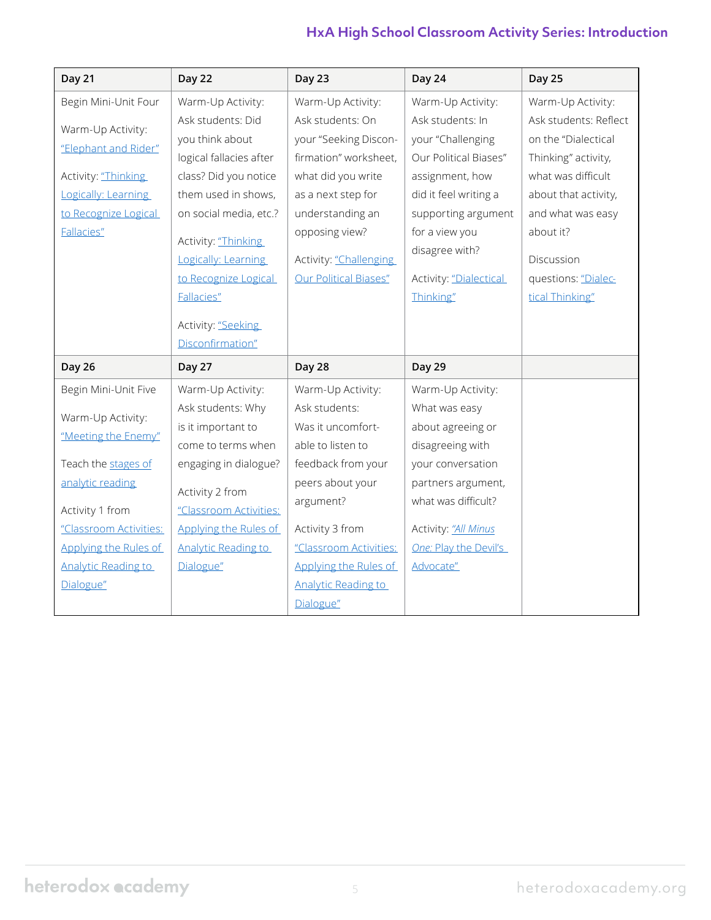| Day 21 | Day 22 | Day 23 | Day 24 | Day 25 |
|---|---|---|---|---|
| Begin Mini-Unit Four<br><br>Warm-Up Activity: "Elephant and Rider"<br><br>Activity: "Thinking Logically: Learning to Recognize Logical Fallacies" | Warm-Up Activity: Ask students: Did you think about logical fallacies after class? Did you notice them used in shows, on social media, etc.?<br><br>Activity: "Thinking Logically: Learning to Recognize Logical Fallacies"<br><br>Activity: "Seeking Disconfirmation" | Warm-Up Activity: Ask students: On your "Seeking Disconfirmation" worksheet, what did you write as a next step for understanding an opposing view?<br><br>Activity: "Challenging Our Political Biases" | Warm-Up Activity: Ask students: In your "Challenging Our Political Biases" assignment, how did it feel writing a supporting argument for a view you disagree with?<br><br>Activity: "Dialectical Thinking" | Warm-Up Activity: Ask students: Reflect on the "Dialectical Thinking" activity, what was difficult about that activity, and what was easy about it?<br><br>Discussion questions: "Dialectical Thinking" |
| **Day 26** | **Day 27** | **Day 28** | **Day 29** | |
| Begin Mini-Unit Five<br><br>Warm-Up Activity: "Meeting the Enemy"<br><br>Teach the stages of analytic reading<br><br>Activity 1 from "Classroom Activities: Applying the Rules of Analytic Reading to Dialogue" | Warm-Up Activity: Ask students: Why is it important to come to terms when engaging in dialogue?<br><br>Activity 2 from "Classroom Activities: Applying the Rules of Analytic Reading to Dialogue" | Warm-Up Activity: Ask students: Was it uncomfortable to listen to feedback from your peers about your argument?<br><br>Activity 3 from "Classroom Activities: Applying the Rules of Analytic Reading to Dialogue" | Warm-Up Activity: What was easy about agreeing or disagreeing with your conversation partners argument, what was difficult?<br><br>Activity: "*All Minus One:* Play the Devil's Advocate" | |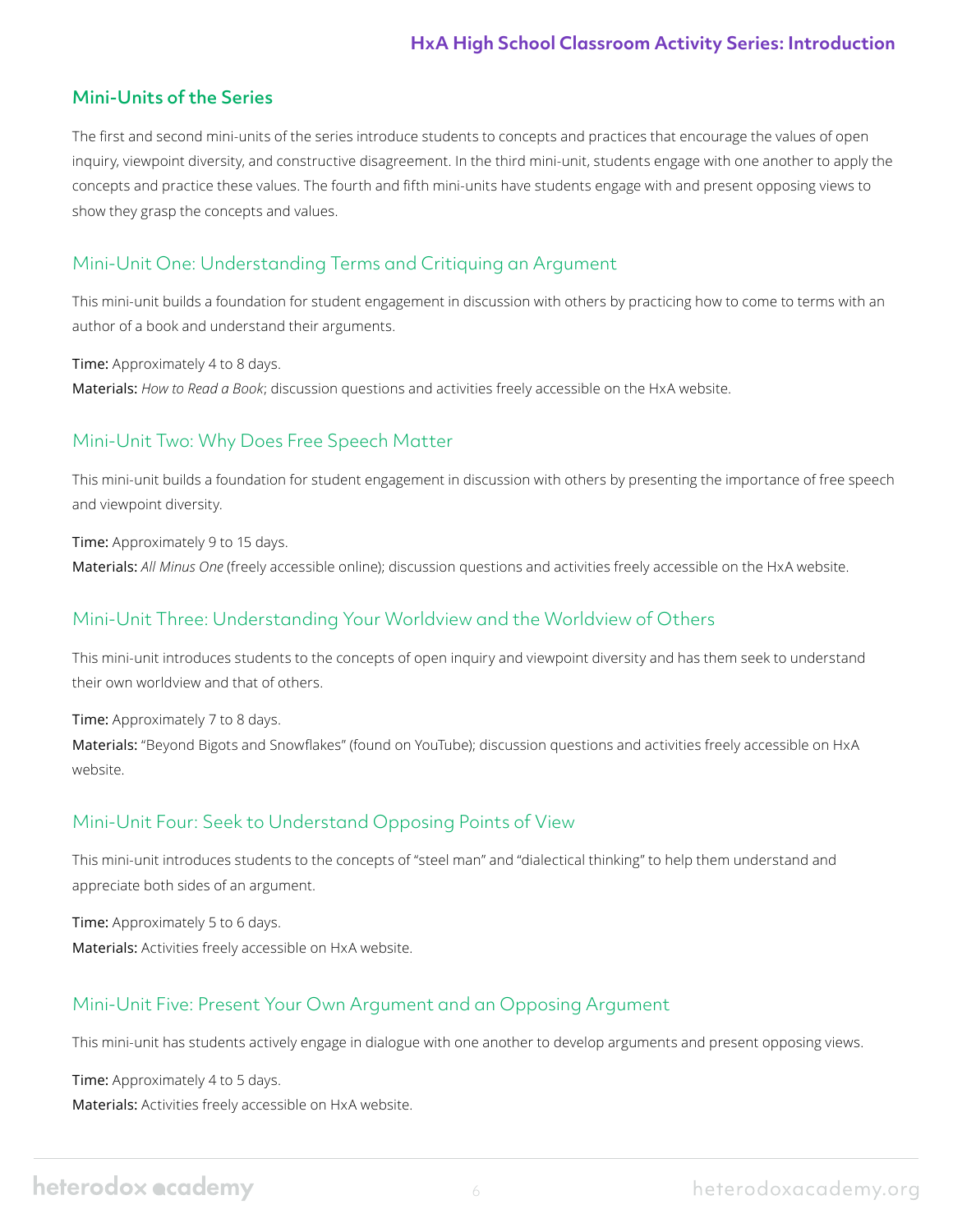## Mini-Units of the Series

The first and second mini-units of the series introduce students to concepts and practices that encourage the values of open inquiry, viewpoint diversity, and constructive disagreement. In the third mini-unit, students engage with one another to apply the concepts and practice these values. The fourth and fifth mini-units have students engage with and present opposing views to show they grasp the concepts and values.

### Mini-Unit One: Understanding Terms and Critiquing an Argument

This mini-unit builds a foundation for student engagement in discussion with others by practicing how to come to terms with an author of a book and understand their arguments.

**Time:** Approximately 4 to 8 days.
**Materials:** *How to Read a Book*; discussion questions and activities freely accessible on the HxA website.

### Mini-Unit Two: Why Does Free Speech Matter

This mini-unit builds a foundation for student engagement in discussion with others by presenting the importance of free speech and viewpoint diversity.

**Time:** Approximately 9 to 15 days.
**Materials:** *All Minus One* (freely accessible online); discussion questions and activities freely accessible on the HxA website.

### Mini-Unit Three: Understanding Your Worldview and the Worldview of Others

This mini-unit introduces students to the concepts of open inquiry and viewpoint diversity and has them seek to understand their own worldview and that of others.

**Time:** Approximately 7 to 8 days.
**Materials:** "Beyond Bigots and Snowflakes" (found on YouTube); discussion questions and activities freely accessible on HxA website.

### Mini-Unit Four: Seek to Understand Opposing Points of View

This mini-unit introduces students to the concepts of "steel man" and "dialectical thinking" to help them understand and appreciate both sides of an argument.

**Time:** Approximately 5 to 6 days.
**Materials:** Activities freely accessible on HxA website.

### Mini-Unit Five: Present Your Own Argument and an Opposing Argument

This mini-unit has students actively engage in dialogue with one another to develop arguments and present opposing views.

**Time:** Approximately 4 to 5 days.
**Materials:** Activities freely accessible on HxA website.